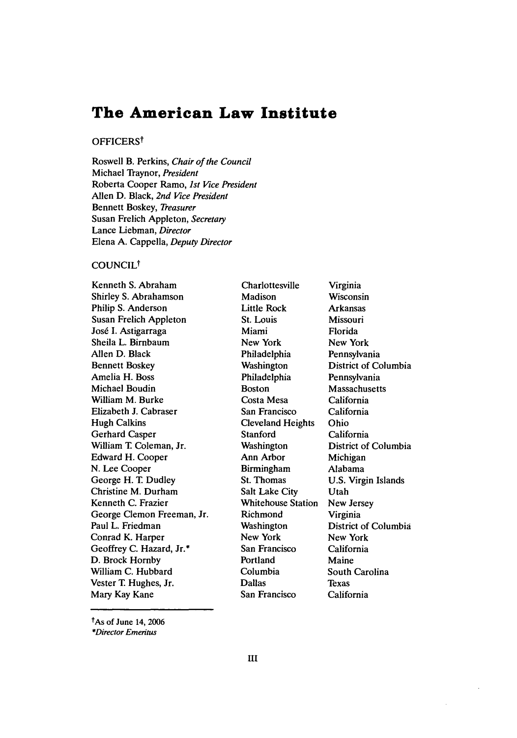# The American Law Institute

OFFICERS†

Roswell B. Perkins, *Chair of the Council*
Michael Traynor, *President*
Roberta Cooper Ramo, *1st Vice President*
Allen D. Black, *2nd Vice President*
Bennett Boskey, *Treasurer*
Susan Frelich Appleton, *Secretary*
Lance Liebman, *Director*
Elena A. Cappella, *Deputy Director*

COUNCIL†

| | | |
|---|---|---|
| Kenneth S. Abraham | Charlottesville | Virginia |
| Shirley S. Abrahamson | Madison | Wisconsin |
| Philip S. Anderson | Little Rock | Arkansas |
| Susan Frelich Appleton | St. Louis | Missouri |
| José I. Astigarraga | Miami | Florida |
| Sheila L. Birnbaum | New York | New York |
| Allen D. Black | Philadelphia | Pennsylvania |
| Bennett Boskey | Washington | District of Columbia |
| Amelia H. Boss | Philadelphia | Pennsylvania |
| Michael Boudin | Boston | Massachusetts |
| William M. Burke | Costa Mesa | California |
| Elizabeth J. Cabraser | San Francisco | California |
| Hugh Calkins | Cleveland Heights | Ohio |
| Gerhard Casper | Stanford | California |
| William T. Coleman, Jr. | Washington | District of Columbia |
| Edward H. Cooper | Ann Arbor | Michigan |
| N. Lee Cooper | Birmingham | Alabama |
| George H. T. Dudley | St. Thomas | U.S. Virgin Islands |
| Christine M. Durham | Salt Lake City | Utah |
| Kenneth C. Frazier | Whitehouse Station | New Jersey |
| George Clemon Freeman, Jr. | Richmond | Virginia |
| Paul L. Friedman | Washington | District of Columbia |
| Conrad K. Harper | New York | New York |
| Geoffrey C. Hazard, Jr.* | San Francisco | California |
| D. Brock Hornby | Portland | Maine |
| William C. Hubbard | Columbia | South Carolina |
| Vester T. Hughes, Jr. | Dallas | Texas |
| Mary Kay Kane | San Francisco | California |

†As of June 14, 2006
**Director Emeritus*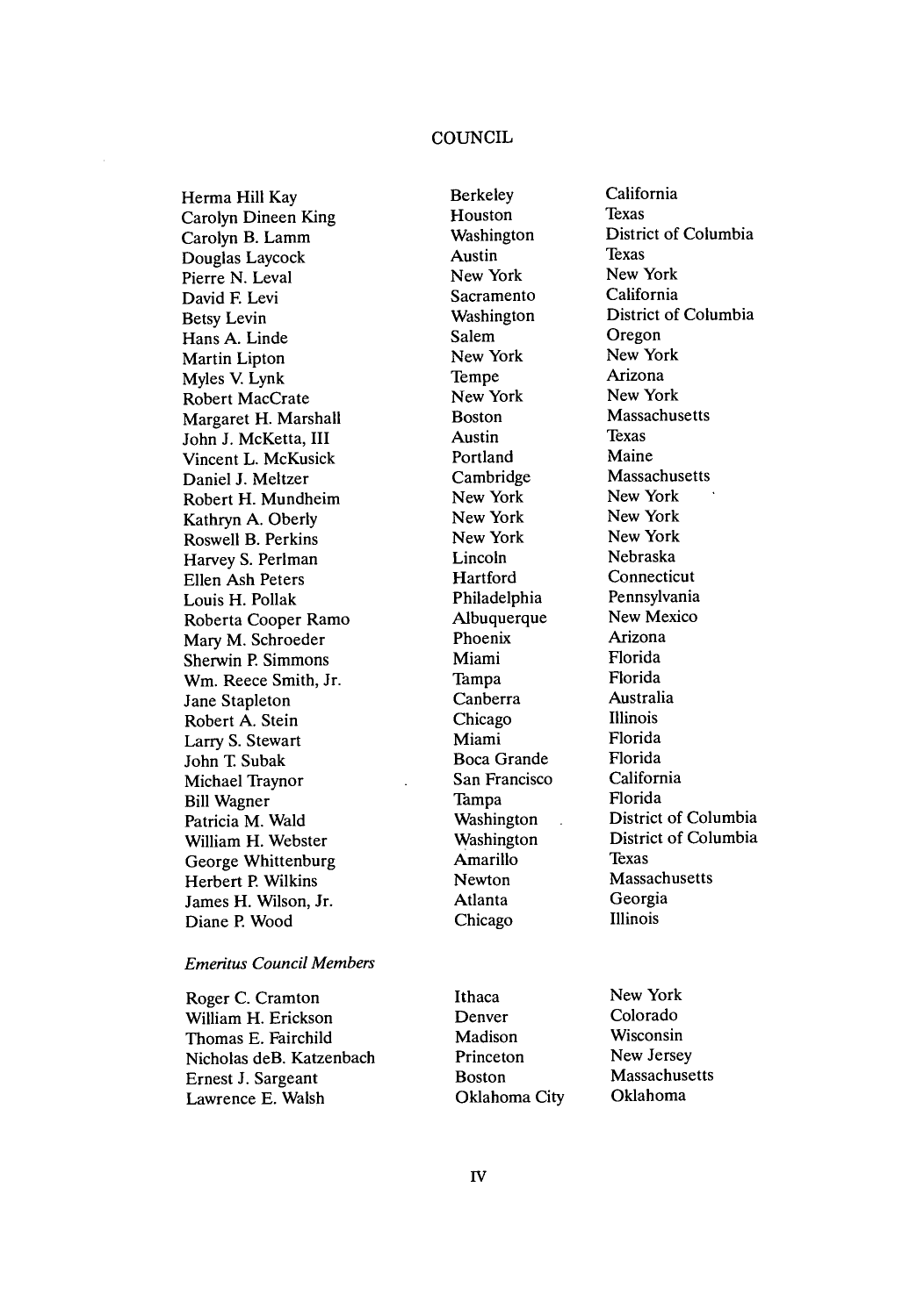## COUNCIL

| | | |
|---|---|---|
| Herma Hill Kay | Berkeley | California |
| Carolyn Dineen King | Houston | Texas |
| Carolyn B. Lamm | Washington | District of Columbia |
| Douglas Laycock | Austin | Texas |
| Pierre N. Leval | New York | New York |
| David F. Levi | Sacramento | California |
| Betsy Levin | Washington | District of Columbia |
| Hans A. Linde | Salem | Oregon |
| Martin Lipton | New York | New York |
| Myles V. Lynk | Tempe | Arizona |
| Robert MacCrate | New York | New York |
| Margaret H. Marshall | Boston | Massachusetts |
| John J. McKetta, III | Austin | Texas |
| Vincent L. McKusick | Portland | Maine |
| Daniel J. Meltzer | Cambridge | Massachusetts |
| Robert H. Mundheim | New York | New York |
| Kathryn A. Oberly | New York | New York |
| Roswell B. Perkins | New York | New York |
| Harvey S. Perlman | Lincoln | Nebraska |
| Ellen Ash Peters | Hartford | Connecticut |
| Louis H. Pollak | Philadelphia | Pennsylvania |
| Roberta Cooper Ramo | Albuquerque | New Mexico |
| Mary M. Schroeder | Phoenix | Arizona |
| Sherwin P. Simmons | Miami | Florida |
| Wm. Reece Smith, Jr. | Tampa | Florida |
| Jane Stapleton | Canberra | Australia |
| Robert A. Stein | Chicago | Illinois |
| Larry S. Stewart | Miami | Florida |
| John T. Subak | Boca Grande | Florida |
| Michael Traynor | San Francisco | California |
| Bill Wagner | Tampa | Florida |
| Patricia M. Wald | Washington | District of Columbia |
| William H. Webster | Washington | District of Columbia |
| George Whittenburg | Amarillo | Texas |
| Herbert P. Wilkins | Newton | Massachusetts |
| James H. Wilson, Jr. | Atlanta | Georgia |
| Diane P. Wood | Chicago | Illinois |

*Emeritus Council Members*

| | | |
|---|---|---|
| Roger C. Cramton | Ithaca | New York |
| William H. Erickson | Denver | Colorado |
| Thomas E. Fairchild | Madison | Wisconsin |
| Nicholas deB. Katzenbach | Princeton | New Jersey |
| Ernest J. Sargeant | Boston | Massachusetts |
| Lawrence E. Walsh | Oklahoma City | Oklahoma |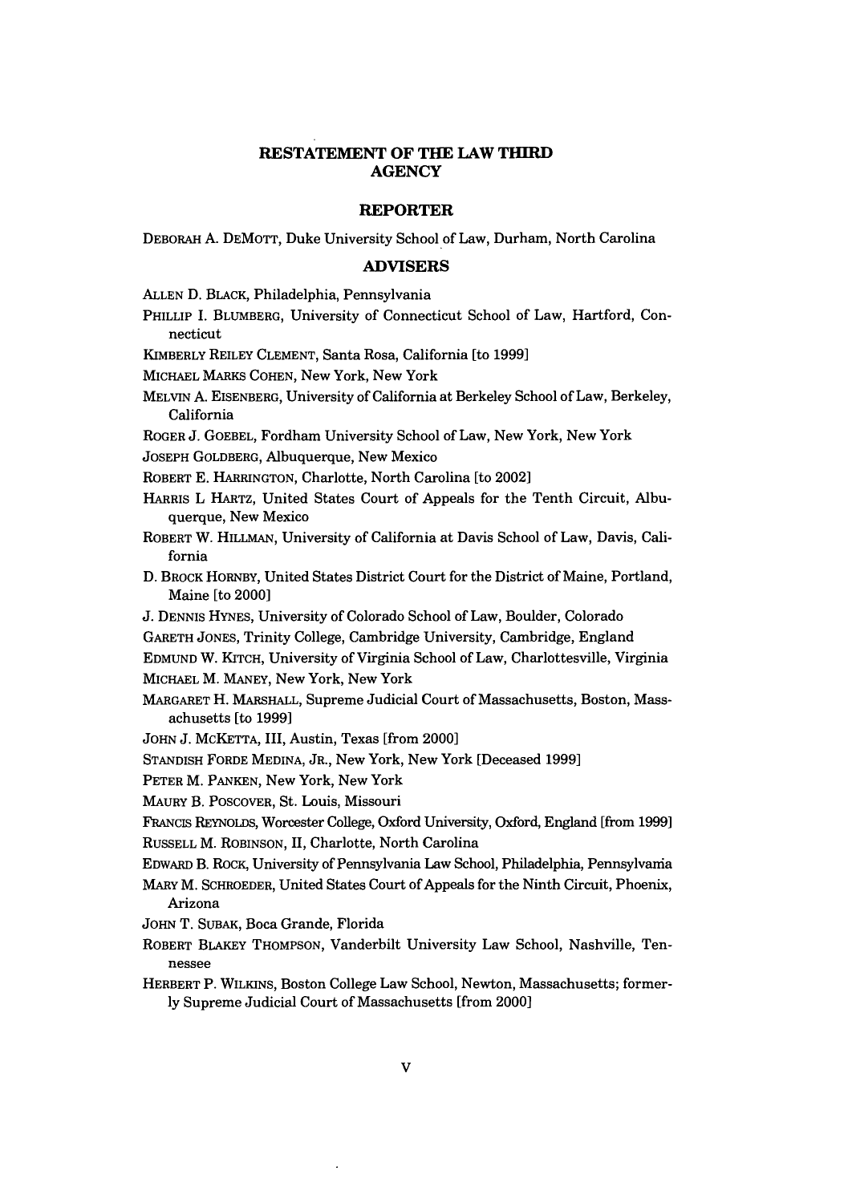# RESTATEMENT OF THE LAW THIRD
# AGENCY

## REPORTER

DEBORAH A. DEMOTT, Duke University School of Law, Durham, North Carolina

## ADVISERS

ALLEN D. BLACK, Philadelphia, Pennsylvania

PHILLIP I. BLUMBERG, University of Connecticut School of Law, Hartford, Connecticut

KIMBERLY REILEY CLEMENT, Santa Rosa, California [to 1999]

MICHAEL MARKS COHEN, New York, New York

MELVIN A. EISENBERG, University of California at Berkeley School of Law, Berkeley, California

ROGER J. GOEBEL, Fordham University School of Law, New York, New York

JOSEPH GOLDBERG, Albuquerque, New Mexico

ROBERT E. HARRINGTON, Charlotte, North Carolina [to 2002]

HARRIS L HARTZ, United States Court of Appeals for the Tenth Circuit, Albuquerque, New Mexico

ROBERT W. HILLMAN, University of California at Davis School of Law, Davis, California

D. BROCK HORNBY, United States District Court for the District of Maine, Portland, Maine [to 2000]

J. DENNIS HYNES, University of Colorado School of Law, Boulder, Colorado

GARETH JONES, Trinity College, Cambridge University, Cambridge, England

EDMUND W. KITCH, University of Virginia School of Law, Charlottesville, Virginia

MICHAEL M. MANEY, New York, New York

MARGARET H. MARSHALL, Supreme Judicial Court of Massachusetts, Boston, Massachusetts [to 1999]

JOHN J. MCKETTA, III, Austin, Texas [from 2000]

STANDISH FORDE MEDINA, JR., New York, New York [Deceased 1999]

PETER M. PANKEN, New York, New York

MAURY B. POSCOVER, St. Louis, Missouri

FRANCIS REYNOLDS, Worcester College, Oxford University, Oxford, England [from 1999]

RUSSELL M. ROBINSON, II, Charlotte, North Carolina

EDWARD B. ROCK, University of Pennsylvania Law School, Philadelphia, Pennsylvania

MARY M. SCHROEDER, United States Court of Appeals for the Ninth Circuit, Phoenix, Arizona

JOHN T. SUBAK, Boca Grande, Florida

ROBERT BLAKEY THOMPSON, Vanderbilt University Law School, Nashville, Tennessee

HERBERT P. WILKINS, Boston College Law School, Newton, Massachusetts; formerly Supreme Judicial Court of Massachusetts [from 2000]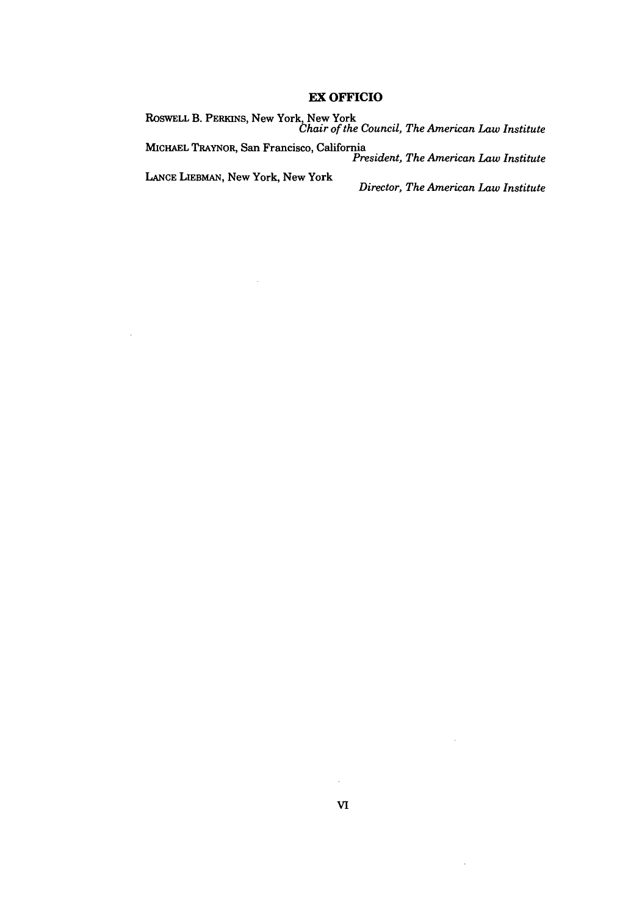## EX OFFICIO

ROSWELL B. PERKINS, New York, New York
*Chair of the Council, The American Law Institute*

MICHAEL TRAYNOR, San Francisco, California
*President, The American Law Institute*

LANCE LIEBMAN, New York, New York
*Director, The American Law Institute*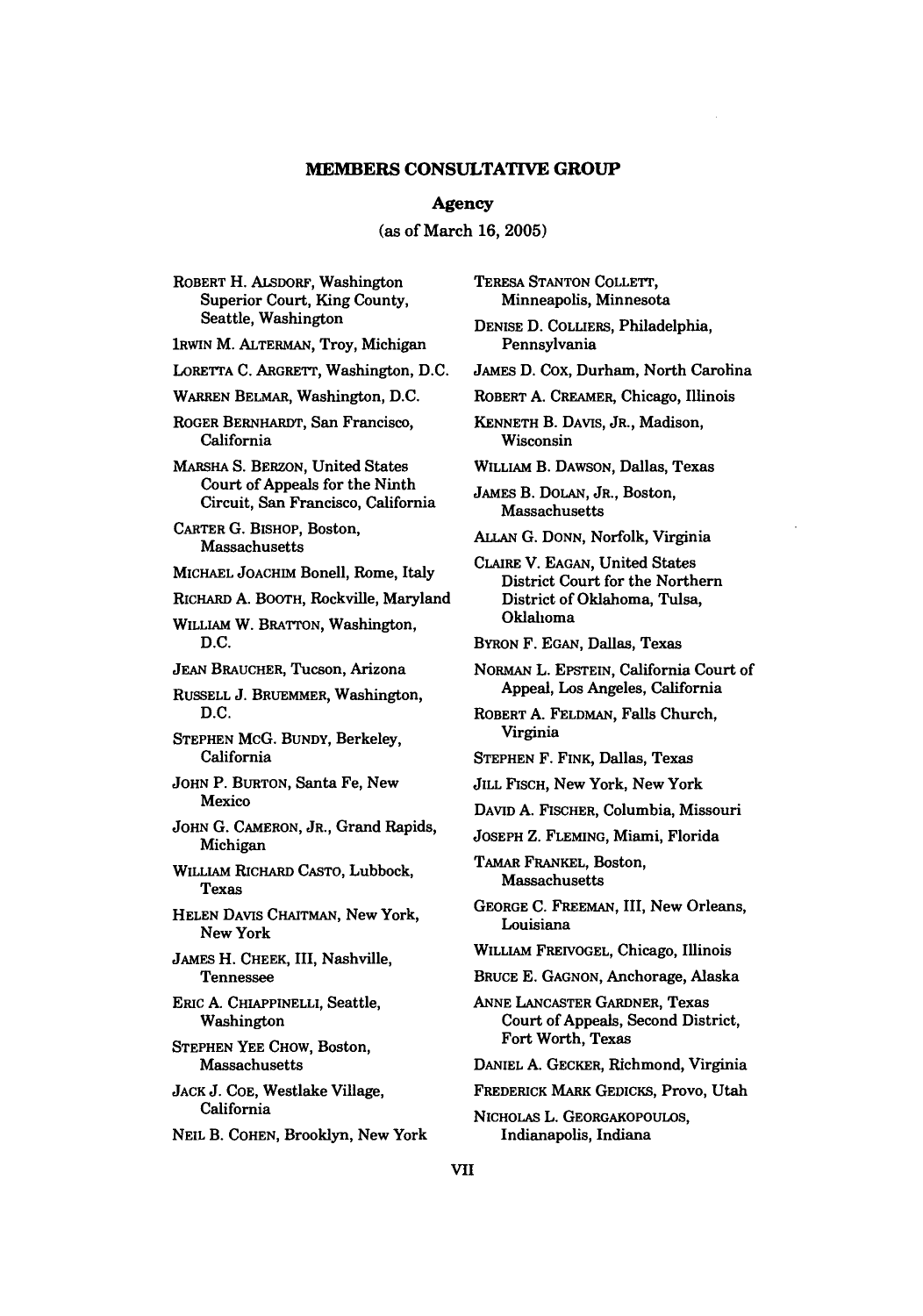## MEMBERS CONSULTATIVE GROUP

### Agency

(as of March 16, 2005)

ROBERT H. ALSDORF, Washington Superior Court, King County, Seattle, Washington

IRWIN M. ALTERMAN, Troy, Michigan

LORETTA C. ARGRETT, Washington, D.C.

WARREN BELMAR, Washington, D.C.

ROGER BERNHARDT, San Francisco, California

MARSHA S. BERZON, United States Court of Appeals for the Ninth Circuit, San Francisco, California

CARTER G. BISHOP, Boston, Massachusetts

MICHAEL JOACHIM Bonell, Rome, Italy

RICHARD A. BOOTH, Rockville, Maryland

WILLIAM W. BRATTON, Washington, D.C.

JEAN BRAUCHER, Tucson, Arizona

RUSSELL J. BRUEMMER, Washington, D.C.

STEPHEN MCG. BUNDY, Berkeley, California

JOHN P. BURTON, Santa Fe, New Mexico

JOHN G. CAMERON, JR., Grand Rapids, Michigan

WILLIAM RICHARD CASTO, Lubbock, Texas

HELEN DAVIS CHAITMAN, New York, New York

JAMES H. CHEEK, III, Nashville, Tennessee

ERIC A. CHIAPPINELLI, Seattle, Washington

STEPHEN YEE CHOW, Boston, Massachusetts

JACK J. COE, Westlake Village, California

NEIL B. COHEN, Brooklyn, New York

TERESA STANTON COLLETT, Minneapolis, Minnesota

DENISE D. COLLIERS, Philadelphia, Pennsylvania

JAMES D. COX, Durham, North Carolina

ROBERT A. CREAMER, Chicago, Illinois

KENNETH B. DAVIS, JR., Madison, Wisconsin

WILLIAM B. DAWSON, Dallas, Texas

JAMES B. DOLAN, JR., Boston, Massachusetts

ALLAN G. DONN, Norfolk, Virginia

CLAIRE V. EAGAN, United States District Court for the Northern District of Oklahoma, Tulsa, Oklahoma

BYRON F. EGAN, Dallas, Texas

NORMAN L. EPSTEIN, California Court of Appeal, Los Angeles, California

ROBERT A. FELDMAN, Falls Church, Virginia

STEPHEN F. FINK, Dallas, Texas

JILL FISCH, New York, New York

DAVID A. FISCHER, Columbia, Missouri

JOSEPH Z. FLEMING, Miami, Florida

TAMAR FRANKEL, Boston, Massachusetts

GEORGE C. FREEMAN, III, New Orleans, Louisiana

WILLIAM FREIVOGEL, Chicago, Illinois

BRUCE E. GAGNON, Anchorage, Alaska

ANNE LANCASTER GARDNER, Texas Court of Appeals, Second District, Fort Worth, Texas

DANIEL A. GECKER, Richmond, Virginia

FREDERICK MARK GEDICKS, Provo, Utah

NICHOLAS L. GEORGAKOPOULOS, Indianapolis, Indiana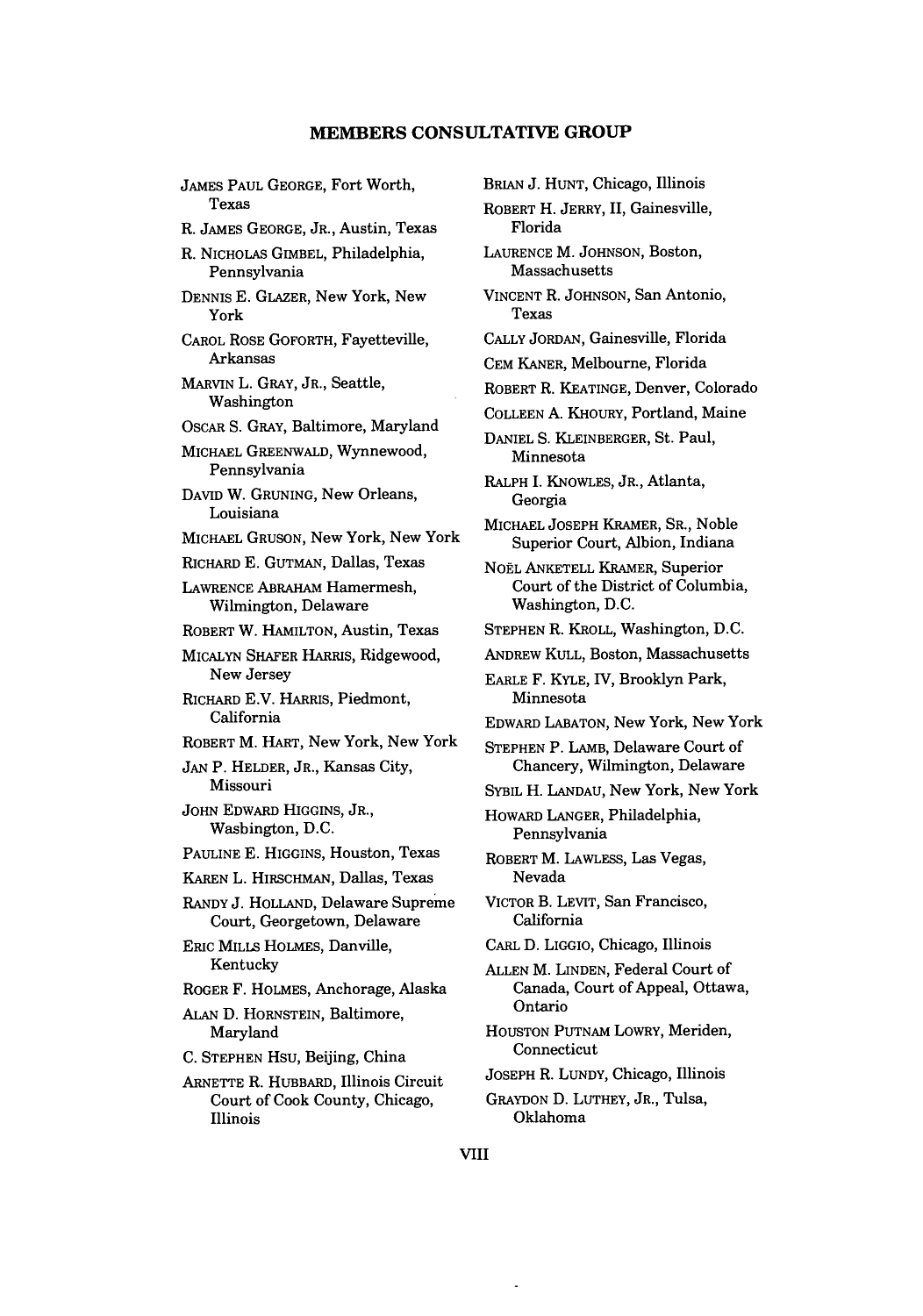## MEMBERS CONSULTATIVE GROUP

JAMES PAUL GEORGE, Fort Worth, Texas

R. JAMES GEORGE, JR., Austin, Texas

R. NICHOLAS GIMBEL, Philadelphia, Pennsylvania

DENNIS E. GLAZER, New York, New York

CAROL ROSE GOFORTH, Fayetteville, Arkansas

MARVIN L. GRAY, JR., Seattle, Washington

OSCAR S. GRAY, Baltimore, Maryland

MICHAEL GREENWALD, Wynnewood, Pennsylvania

DAVID W. GRUNING, New Orleans, Louisiana

MICHAEL GRUSON, New York, New York

RICHARD E. GUTMAN, Dallas, Texas

LAWRENCE ABRAHAM Hamermesh, Wilmington, Delaware

ROBERT W. HAMILTON, Austin, Texas

MICALYN SHAFER HARRIS, Ridgewood, New Jersey

RICHARD E.V. HARRIS, Piedmont, California

ROBERT M. HART, New York, New York

JAN P. HELDER, JR., Kansas City, Missouri

JOHN EDWARD HIGGINS, JR., Wasbington, D.C.

PAULINE E. HIGGINS, Houston, Texas

KAREN L. HIRSCHMAN, Dallas, Texas

RANDY J. HOLLAND, Delaware Supreme Court, Georgetown, Delaware

ERIC MILLS HOLMES, Danville, Kentucky

ROGER F. HOLMES, Anchorage, Alaska

ALAN D. HORNSTEIN, Baltimore, Maryland

C. STEPHEN HSU, Beijing, China

ARNETTE R. HUBBARD, Illinois Circuit Court of Cook County, Chicago, Illinois

BRIAN J. HUNT, Chicago, Illinois

ROBERT H. JERRY, II, Gainesville, Florida

LAURENCE M. JOHNSON, Boston, Massachusetts

VINCENT R. JOHNSON, San Antonio, Texas

CALLY JORDAN, Gainesville, Florida

CEM KANER, Melbourne, Florida

ROBERT R. KEATINGE, Denver, Colorado

COLLEEN A. KHOURY, Portland, Maine

DANIEL S. KLEINBERGER, St. Paul, Minnesota

RALPH I. KNOWLES, JR., Atlanta, Georgia

MICHAEL JOSEPH KRAMER, SR., Noble Superior Court, Albion, Indiana

NOËL ANKETELL KRAMER, Superior Court of the District of Columbia, Washington, D.C.

STEPHEN R. KROLL, Washington, D.C.

ANDREW KULL, Boston, Massachusetts

EARLE F. KYLE, IV, Brooklyn Park, Minnesota

EDWARD LABATON, New York, New York

STEPHEN P. LAMB, Delaware Court of Chancery, Wilmington, Delaware

SYBIL H. LANDAU, New York, New York

HOWARD LANGER, Philadelphia, Pennsylvania

ROBERT M. LAWLESS, Las Vegas, Nevada

VICTOR B. LEVIT, San Francisco, California

CARL D. LIGGIO, Chicago, Illinois

ALLEN M. LINDEN, Federal Court of Canada, Court of Appeal, Ottawa, Ontario

HOUSTON PUTNAM LOWRY, Meriden, Connecticut

JOSEPH R. LUNDY, Chicago, Illinois

GRAYDON D. LUTHEY, JR., Tulsa, Oklahoma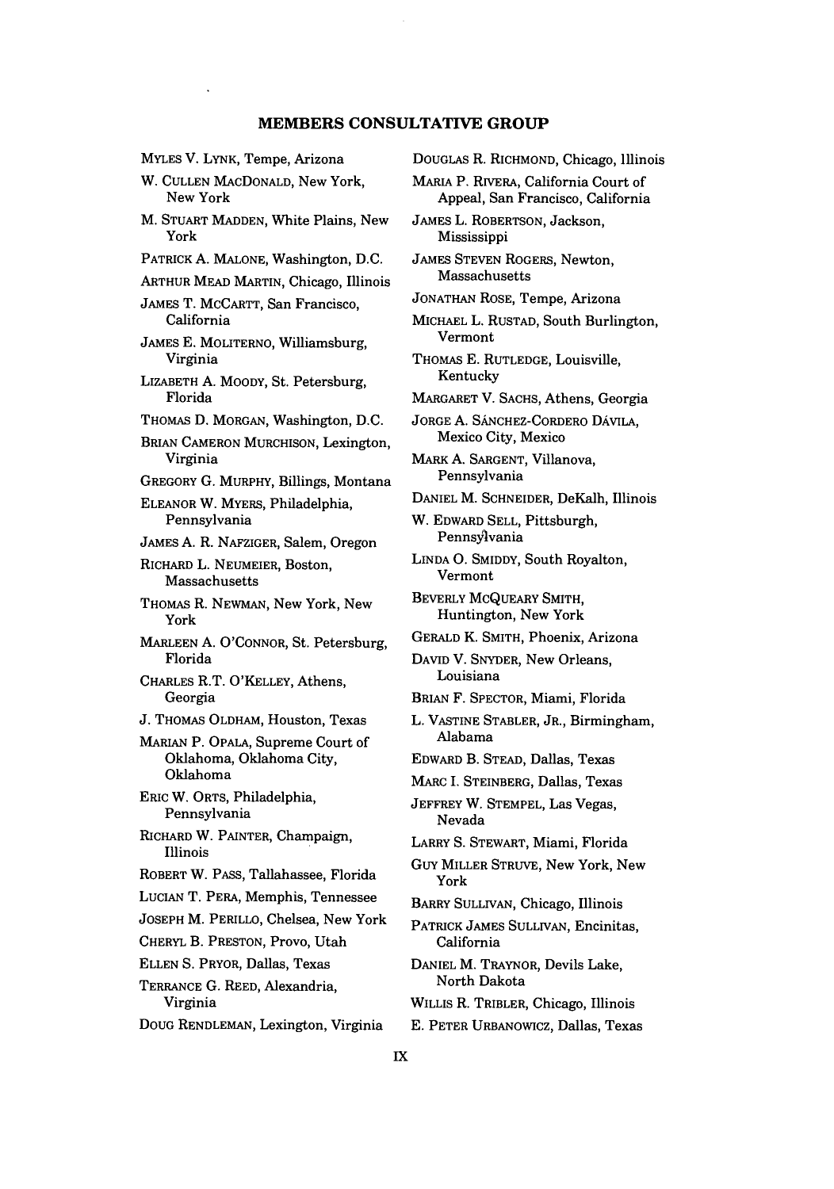## MEMBERS CONSULTATIVE GROUP

MYLES V. LYNK, Tempe, Arizona

W. CULLEN MACDONALD, New York, New York

M. STUART MADDEN, White Plains, New York

PATRICK A. MALONE, Washington, D.C.

ARTHUR MEAD MARTIN, Chicago, Illinois

JAMES T. MCCARTT, San Francisco, California

JAMES E. MOLITERNO, Williamsburg, Virginia

LIZABETH A. MOODY, St. Petersburg, Florida

THOMAS D. MORGAN, Washington, D.C.

BRIAN CAMERON MURCHISON, Lexington, Virginia

GREGORY G. MURPHY, Billings, Montana

ELEANOR W. MYERS, Philadelphia, Pennsylvania

JAMES A. R. NAFZIGER, Salem, Oregon

RICHARD L. NEUMEIER, Boston, Massachusetts

THOMAS R. NEWMAN, New York, New York

MARLEEN A. O'CONNOR, St. Petersburg, Florida

CHARLES R.T. O'KELLEY, Athens, Georgia

J. THOMAS OLDHAM, Houston, Texas

MARIAN P. OPALA, Supreme Court of Oklahoma, Oklahoma City, Oklahoma

ERIC W. ORTS, Philadelphia, Pennsylvania

RICHARD W. PAINTER, Champaign, Illinois

ROBERT W. PASS, Tallahassee, Florida

LUCIAN T. PERA, Memphis, Tennessee

JOSEPH M. PERILLO, Chelsea, New York

CHERYL B. PRESTON, Provo, Utah

ELLEN S. PRYOR, Dallas, Texas

TERRANCE G. REED, Alexandria, Virginia

DOUG RENDLEMAN, Lexington, Virginia

DOUGLAS R. RICHMOND, Chicago, Illinois

MARIA P. RIVERA, California Court of Appeal, San Francisco, California

JAMES L. ROBERTSON, Jackson, Mississippi

JAMES STEVEN ROGERS, Newton, Massachusetts

JONATHAN ROSE, Tempe, Arizona

MICHAEL L. RUSTAD, South Burlington, Vermont

THOMAS E. RUTLEDGE, Louisville, Kentucky

MARGARET V. SACHS, Athens, Georgia

JORGE A. SÁNCHEZ-CORDERO DÁVILA, Mexico City, Mexico

MARK A. SARGENT, Villanova, Pennsylvania

DANIEL M. SCHNEIDER, DeKalb, Illinois

W. EDWARD SELL, Pittsburgh, Pennsylvania

LINDA O. SMIDDY, South Royalton, Vermont

BEVERLY MCQUEARY SMITH, Huntington, New York

GERALD K. SMITH, Phoenix, Arizona

DAVID V. SNYDER, New Orleans, Louisiana

BRIAN F. SPECTOR, Miami, Florida

L. VASTINE STABLER, JR., Birmingham, Alabama

EDWARD B. STEAD, Dallas, Texas

MARC I. STEINBERG, Dallas, Texas

JEFFREY W. STEMPEL, Las Vegas, Nevada

LARRY S. STEWART, Miami, Florida

GUY MILLER STRUVE, New York, New York

BARRY SULLIVAN, Chicago, Illinois

PATRICK JAMES SULLIVAN, Encinitas, California

DANIEL M. TRAYNOR, Devils Lake, North Dakota

WILLIS R. TRIBLER, Chicago, Illinois

E. PETER URBANOWICZ, Dallas, Texas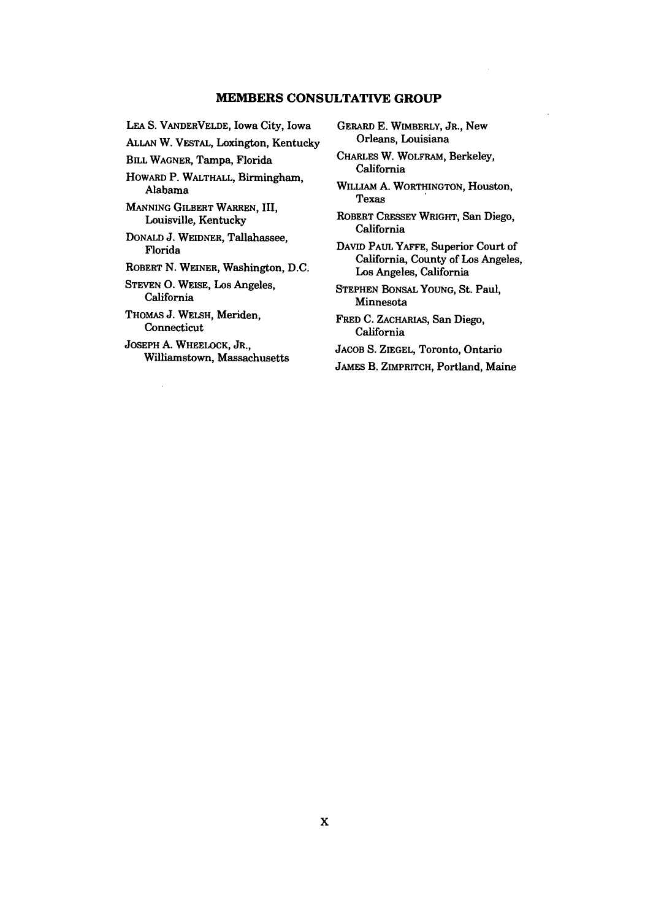## MEMBERS CONSULTATIVE GROUP

LEA S. VANDERVELDE, Iowa City, Iowa

ALLAN W. VESTAL, Loxington, Kentucky

BILL WAGNER, Tampa, Florida

HOWARD P. WALTHALL, Birmingham, Alabama

MANNING GILBERT WARREN, III, Louisville, Kentucky

DONALD J. WEIDNER, Tallahassee, Florida

ROBERT N. WEINER, Washington, D.C.

STEVEN O. WEISE, Los Angeles, California

THOMAS J. WELSH, Meriden, Connecticut

JOSEPH A. WHEELOCK, JR., Williamstown, Massachusetts

GERARD E. WIMBERLY, JR., New Orleans, Louisiana

CHARLES W. WOLFRAM, Berkeley, California

WILLIAM A. WORTHINGTON, Houston, Texas

ROBERT CRESSEY WRIGHT, San Diego, California

DAVID PAUL YAFFE, Superior Court of California, County of Los Angeles, Los Angeles, California

STEPHEN BONSAL YOUNG, St. Paul, Minnesota

FRED C. ZACHARIAS, San Diego, California

JACOB S. ZIEGEL, Toronto, Ontario

JAMES B. ZIMPRITCH, Portland, Maine